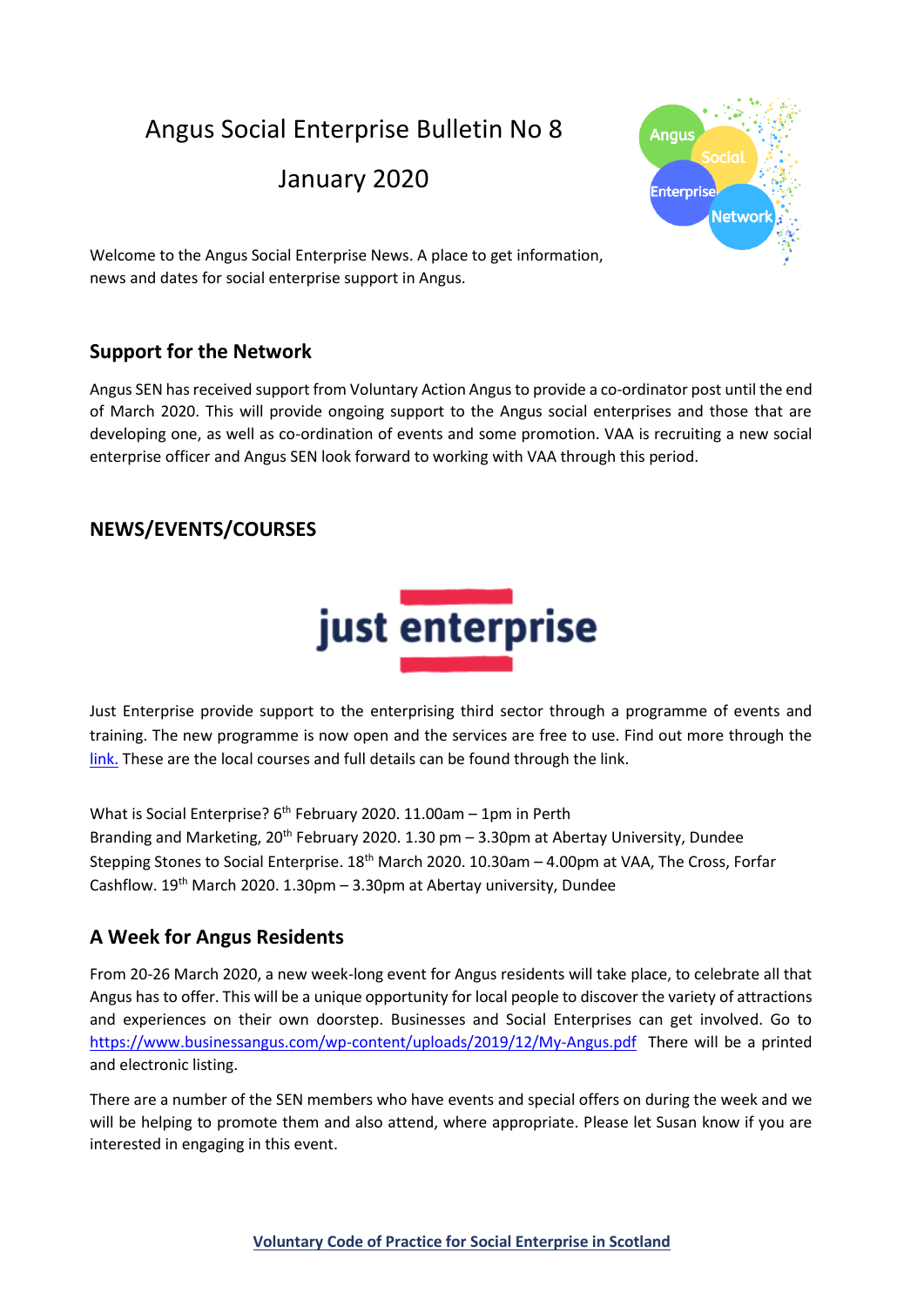# Angus Social Enterprise Bulletin No 8

# January 2020

Welcome to the Angus Social Enterprise News. A place to get information, news and dates for social enterprise support in Angus.

## Support for the Network

Angus SEN has received support from Voluntary Action Angus to provide a co-ordinator post until the end of March 2020. This will provide ongoing support to the Angus social enterprises and those that are developing one, as well as co-ordination of events and some promotion. VAA is recruiting a new social enterprise officer and Angus SEN look forward to working with VAA through this period.

## NEWS/EVENTS/COURSES

just enterprise

Just Enterprise provide support to the enterprising third sector through a programme of events and training. The new programme is now open and the services are free to use. Find out more through the link. These are the local courses and full details can be found through the link.

What is Social Enterprise? 6th February 2020. 11.00am – 1pm in Perth
Branding and Marketing, 20th February 2020. 1.30 pm – 3.30pm at Abertay University, Dundee
Stepping Stones to Social Enterprise. 18th March 2020. 10.30am – 4.00pm at VAA, The Cross, Forfar
Cashflow. 19th March 2020. 1.30pm – 3.30pm at Abertay university, Dundee

## A Week for Angus Residents

From 20-26 March 2020, a new week-long event for Angus residents will take place, to celebrate all that Angus has to offer. This will be a unique opportunity for local people to discover the variety of attractions and experiences on their own doorstep. Businesses and Social Enterprises can get involved. Go to https://www.businessangus.com/wp-content/uploads/2019/12/My-Angus.pdf There will be a printed and electronic listing.

There are a number of the SEN members who have events and special offers on during the week and we will be helping to promote them and also attend, where appropriate. Please let Susan know if you are interested in engaging in this event.

**Voluntary Code of Practice for Social Enterprise in Scotland**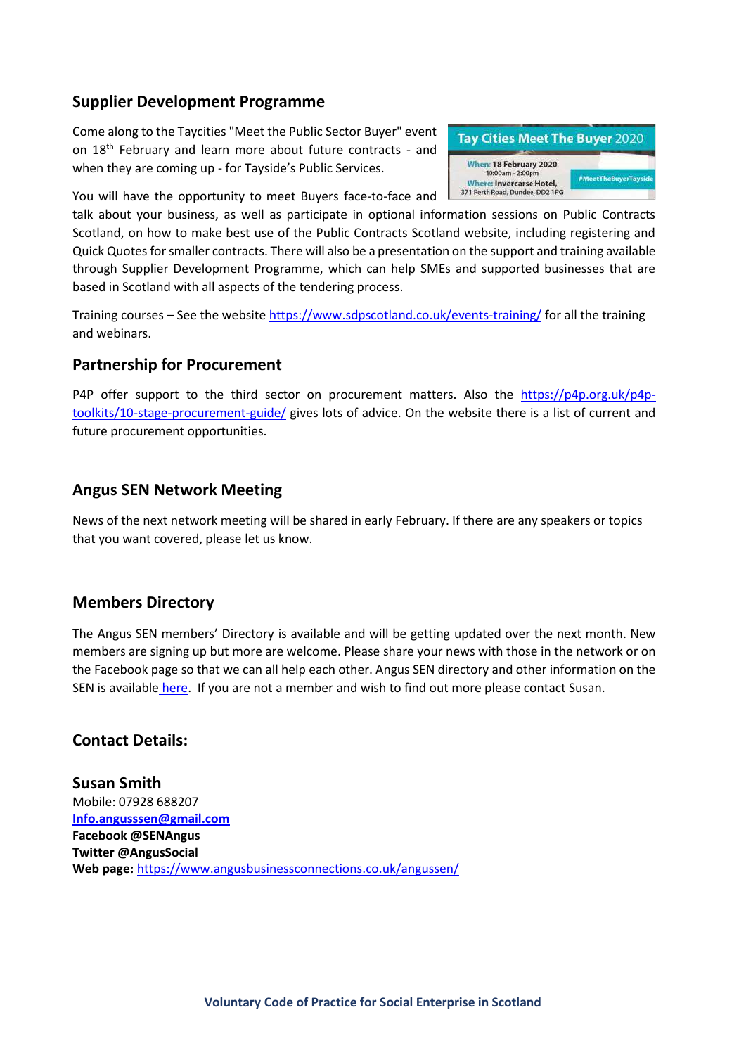## Supplier Development Programme

Come along to the Taycities "Meet the Public Sector Buyer" event on 18th February and learn more about future contracts - and when they are coming up - for Tayside's Public Services.

Tay Cities Meet The Buyer 2020

When: 18 February 2020
10:00am - 2:00pm
Where: Invercarse Hotel,
371 Perth Road, Dundee, DD2 1PG

#MeetTheBuyerTayside

You will have the opportunity to meet Buyers face-to-face and talk about your business, as well as participate in optional information sessions on Public Contracts Scotland, on how to make best use of the Public Contracts Scotland website, including registering and Quick Quotes for smaller contracts. There will also be a presentation on the support and training available through Supplier Development Programme, which can help SMEs and supported businesses that are based in Scotland with all aspects of the tendering process.

Training courses – See the website https://www.sdpscotland.co.uk/events-training/ for all the training and webinars.

## Partnership for Procurement

P4P offer support to the third sector on procurement matters. Also the https://p4p.org.uk/p4p-toolkits/10-stage-procurement-guide/ gives lots of advice. On the website there is a list of current and future procurement opportunities.

## Angus SEN Network Meeting

News of the next network meeting will be shared in early February. If there are any speakers or topics that you want covered, please let us know.

## Members Directory

The Angus SEN members' Directory is available and will be getting updated over the next month. New members are signing up but more are welcome. Please share your news with those in the network or on the Facebook page so that we can all help each other. Angus SEN directory and other information on the SEN is available here. If you are not a member and wish to find out more please contact Susan.

## Contact Details:

### Susan Smith

Mobile: 07928 688207
**Info.angusssen@gmail.com**
**Facebook @SENAngus**
**Twitter @AngusSocial**
**Web page:** https://www.angusbusinessconnections.co.uk/angussen/

**Voluntary Code of Practice for Social Enterprise in Scotland**